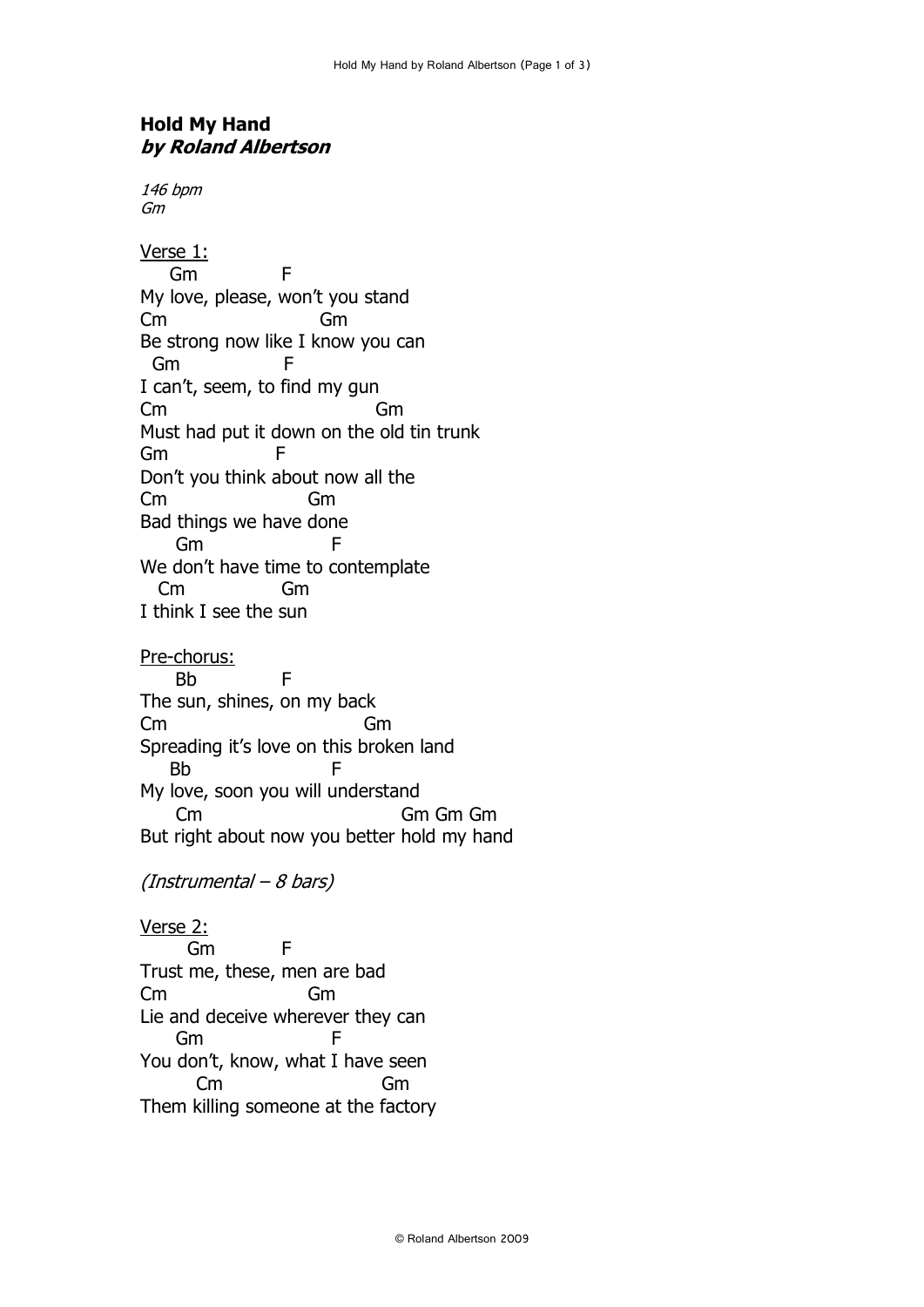**Hold My Hand**
***by Roland Albertson***

*146 bpm*
*Gm*

Verse 1:

```
    Gm              F
My love, please, won't you stand
Cm                        Gm
Be strong now like I know you can
  Gm              F
I can't, seem, to find my gun
Cm                                Gm
Must had put it down on the old tin trunk
Gm               F
Don't you think about now all the
Cm                      Gm
Bad things we have done
      Gm                  F
We don't have time to contemplate
   Cm              Gm
I think I see the sun
```

Pre-chorus:

```
      Bb            F
The sun, shines, on my back
Cm                              Gm
Spreading it's love on this broken land
    Bb                  F
My love, soon you will understand
      Cm                              Gm Gm Gm
But right about now you better hold my hand
```

*(Instrumental – 8 bars)*

Verse 2:

```
       Gm           F
Trust me, these, men are bad
Cm                      Gm
Lie and deceive wherever they can
      Gm                  F
You don't, know, what I have seen
         Cm                         Gm
Them killing someone at the factory
```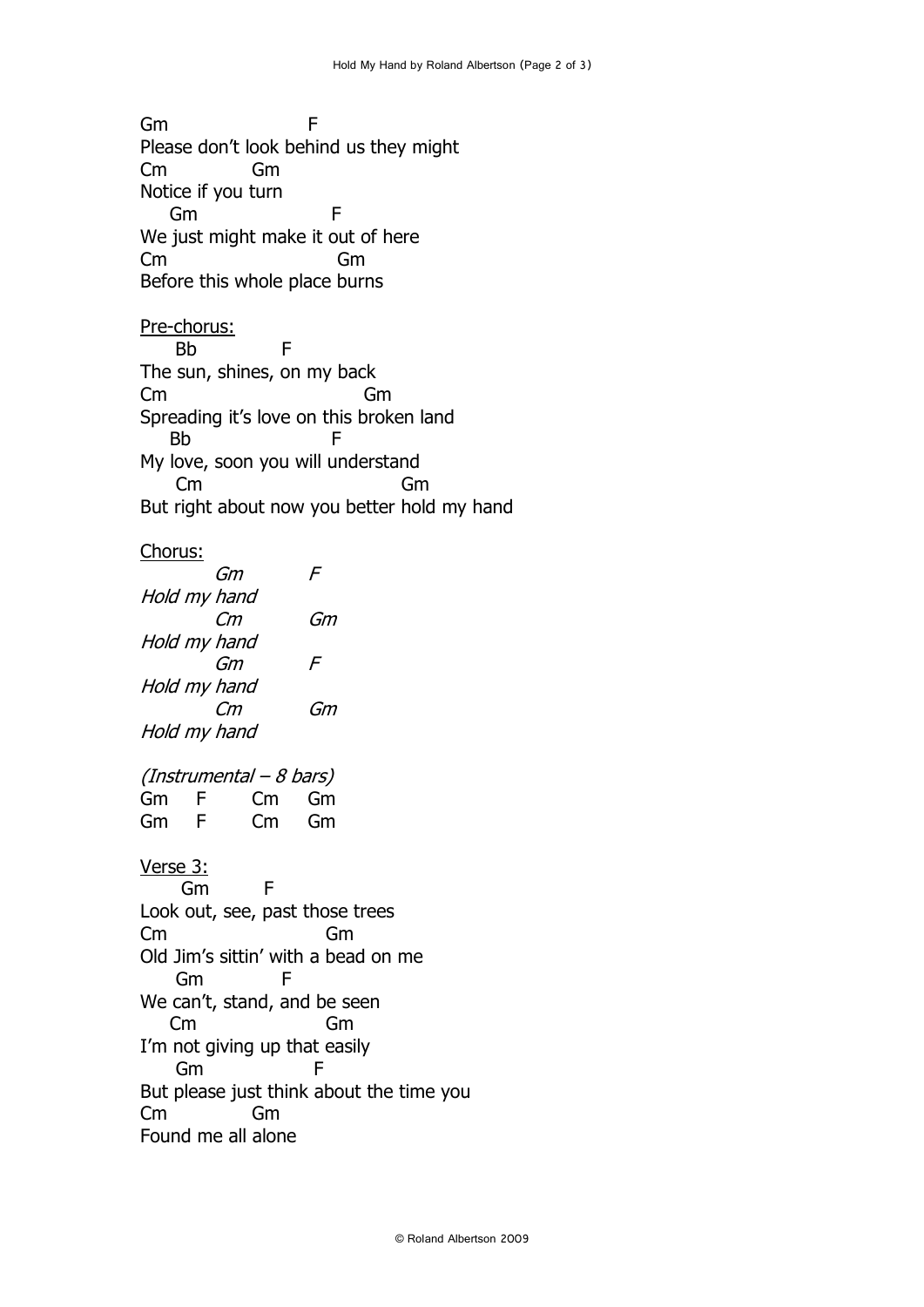```
Gm                    F
Please don't look behind us they might
Cm            Gm
Notice if you turn
   Gm                  F
We just might make it out of here
Cm                         Gm
Before this whole place burns
```

Pre-chorus:

```
    Bb           F
The sun, shines, on my back
Cm                            Gm
Spreading it's love on this broken land
   Bb                  F
My love, soon you will understand
    Cm                           Gm
But right about now you better hold my hand
```

Chorus:

```
        Gm        F
Hold my hand
        Cm        Gm
Hold my hand
        Gm        F
Hold my hand
        Cm        Gm
Hold my hand
```

*(Instrumental – 8 bars)*

```
Gm    F     Cm    Gm
Gm    F     Cm    Gm
```

Verse 3:

```
     Gm        F
Look out, see, past those trees
Cm                      Gm
Old Jim's sittin' with a bead on me
    Gm          F
We can't, stand, and be seen
   Cm                 Gm
I'm not giving up that easily
    Gm                 F
But please just think about the time you
Cm            Gm
Found me all alone
```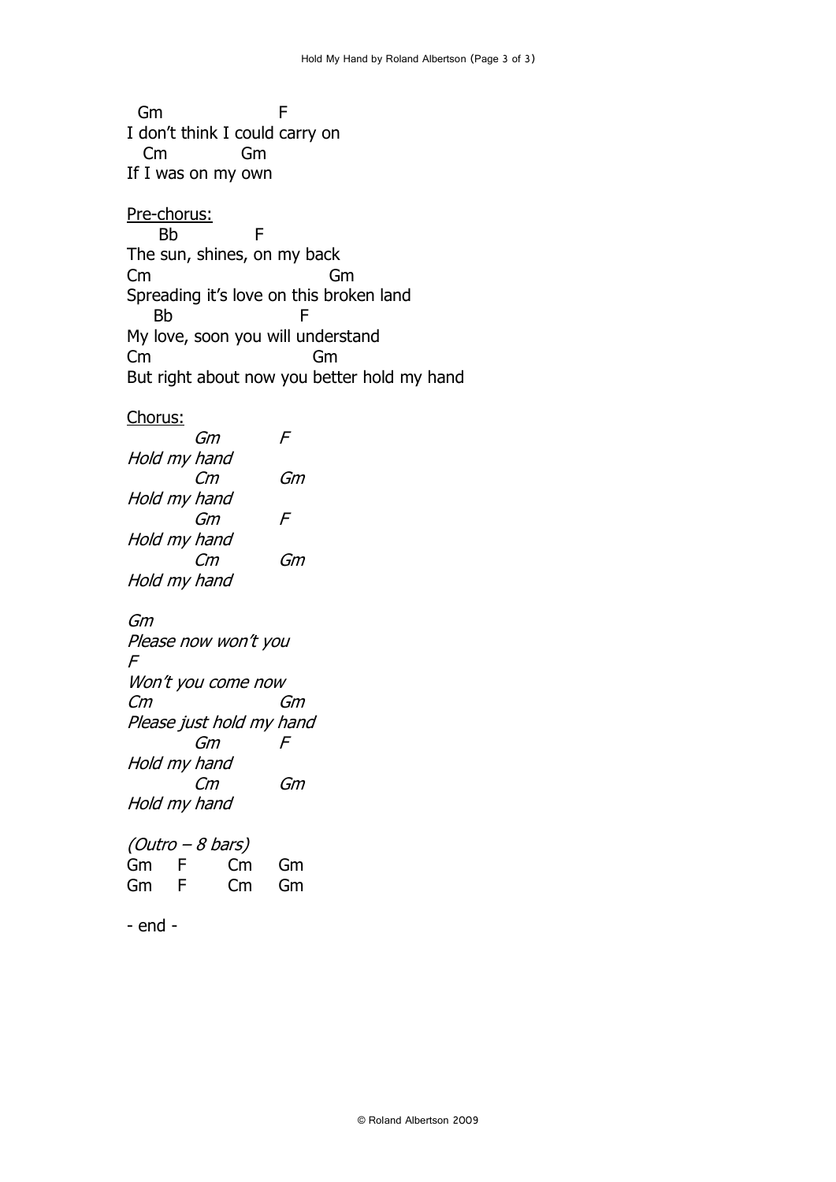```
  Gm                    F
I don't think I could carry on
   Cm            Gm
If I was on my own
```

Pre-chorus:

```
     Bb            F
The sun, shines, on my back
Cm                           Gm
Spreading it's love on this broken land
    Bb                  F
My love, soon you will understand
Cm                          Gm
But right about now you better hold my hand
```

Chorus:

*Gm F*
*Hold my hand*
*Cm Gm*
*Hold my hand*
*Gm F*
*Hold my hand*
*Cm Gm*
*Hold my hand*

*Gm*
*Please now won't you*
*F*
*Won't you come now*
*Cm Gm*
*Please just hold my hand*
*Gm F*
*Hold my hand*
*Cm Gm*
*Hold my hand*

*(Outro – 8 bars)*

```
Gm    F     Cm    Gm
Gm    F     Cm    Gm
```

- end -

© Roland Albertson 2009